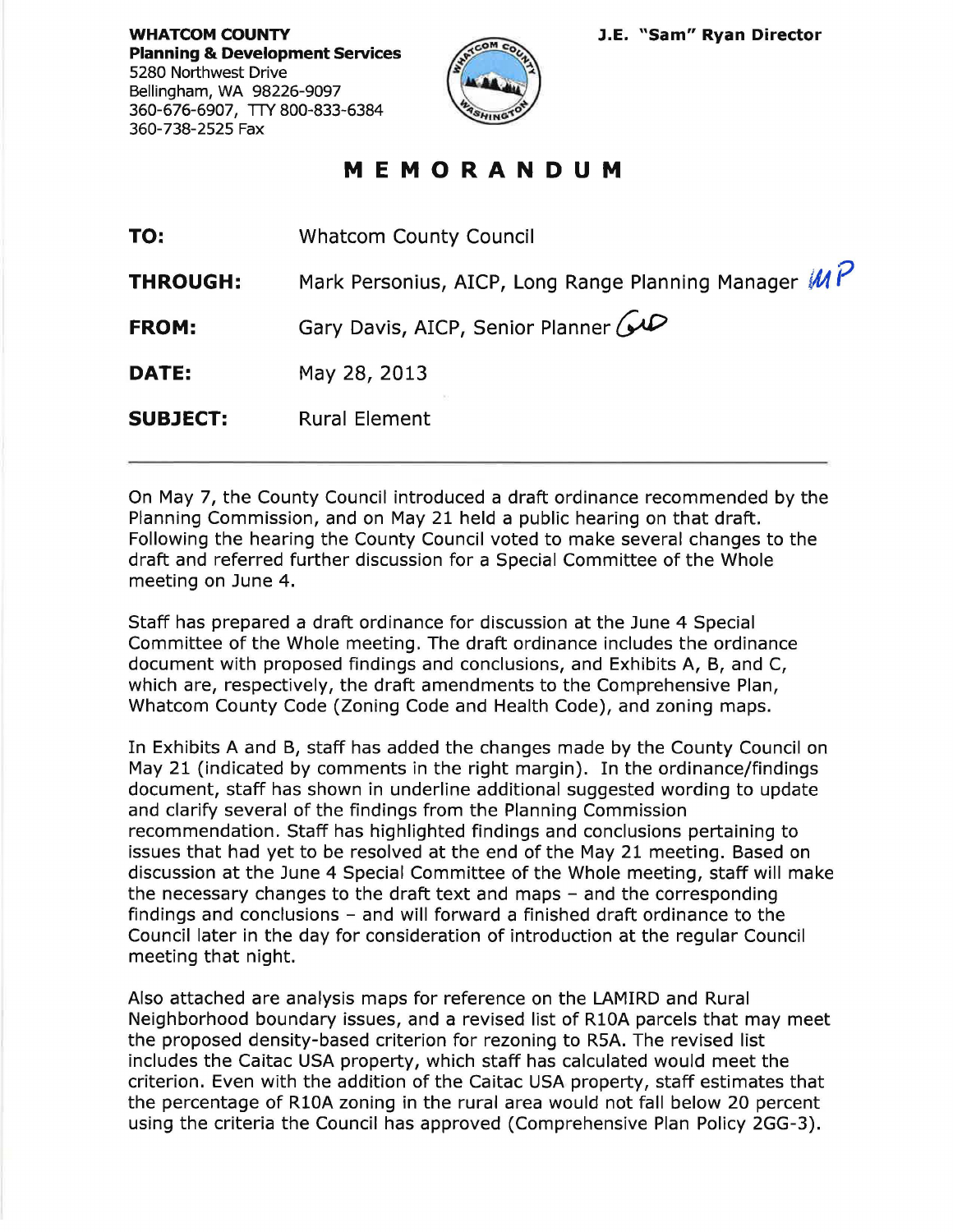**WHATCOM COUNTY**
**Planning & Development Services**
5280 Northwest Drive
Bellingham, WA 98226-9097
360-676-6907, TTY 800-833-6384
360-738-2525 Fax

**J.E. "Sam" Ryan Director**

# MEMORANDUM

| | |
|---|---|
| **TO:** | Whatcom County Council |
| **THROUGH:** | Mark Personius, AICP, Long Range Planning Manager *MP* |
| **FROM:** | Gary Davis, AICP, Senior Planner *GD* |
| **DATE:** | May 28, 2013 |
| **SUBJECT:** | Rural Element |

---

On May 7, the County Council introduced a draft ordinance recommended by the Planning Commission, and on May 21 held a public hearing on that draft. Following the hearing the County Council voted to make several changes to the draft and referred further discussion for a Special Committee of the Whole meeting on June 4.

Staff has prepared a draft ordinance for discussion at the June 4 Special Committee of the Whole meeting. The draft ordinance includes the ordinance document with proposed findings and conclusions, and Exhibits A, B, and C, which are, respectively, the draft amendments to the Comprehensive Plan, Whatcom County Code (Zoning Code and Health Code), and zoning maps.

In Exhibits A and B, staff has added the changes made by the County Council on May 21 (indicated by comments in the right margin). In the ordinance/findings document, staff has shown in underline additional suggested wording to update and clarify several of the findings from the Planning Commission recommendation. Staff has highlighted findings and conclusions pertaining to issues that had yet to be resolved at the end of the May 21 meeting. Based on discussion at the June 4 Special Committee of the Whole meeting, staff will make the necessary changes to the draft text and maps – and the corresponding findings and conclusions – and will forward a finished draft ordinance to the Council later in the day for consideration of introduction at the regular Council meeting that night.

Also attached are analysis maps for reference on the LAMIRD and Rural Neighborhood boundary issues, and a revised list of R10A parcels that may meet the proposed density-based criterion for rezoning to R5A. The revised list includes the Caitac USA property, which staff has calculated would meet the criterion. Even with the addition of the Caitac USA property, staff estimates that the percentage of R10A zoning in the rural area would not fall below 20 percent using the criteria the Council has approved (Comprehensive Plan Policy 2GG-3).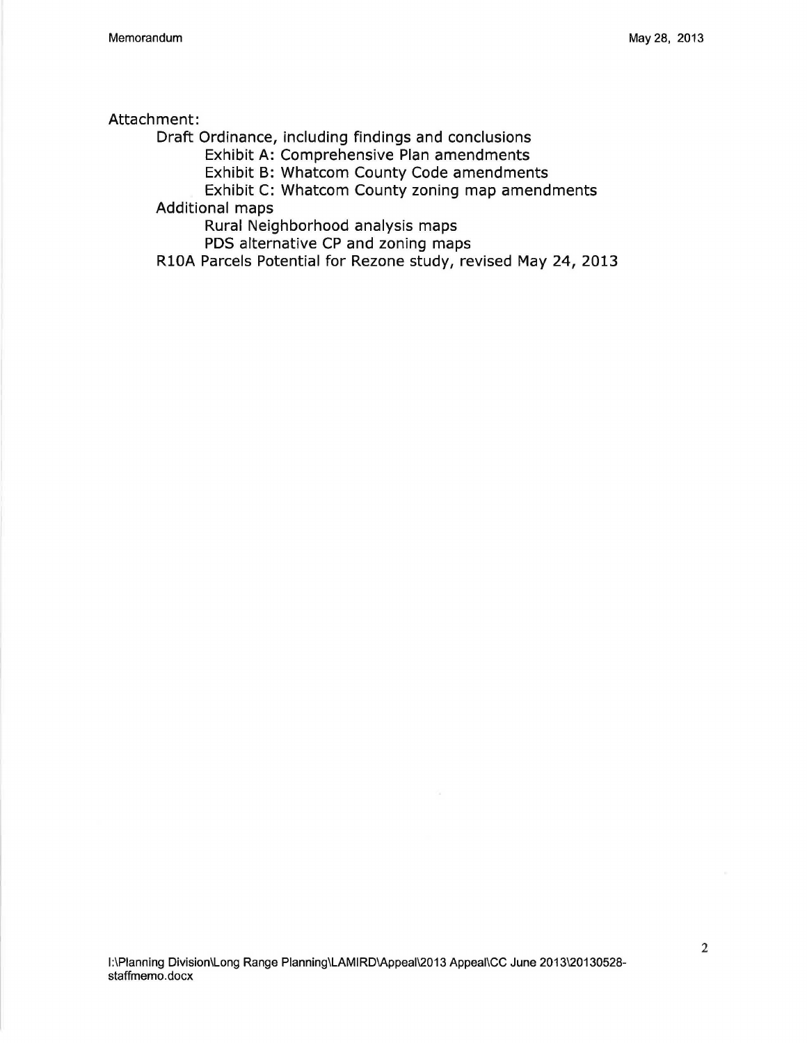Attachment:

- Draft Ordinance, including findings and conclusions
  - Exhibit A: Comprehensive Plan amendments
  - Exhibit B: Whatcom County Code amendments
  - Exhibit C: Whatcom County zoning map amendments
- Additional maps
  - Rural Neighborhood analysis maps
  - PDS alternative CP and zoning maps
- R10A Parcels Potential for Rezone study, revised May 24, 2013

I:\Planning Division\Long Range Planning\LAMIRD\Appeal\2013 Appeal\CC June 2013\20130528-staffmemo.docx